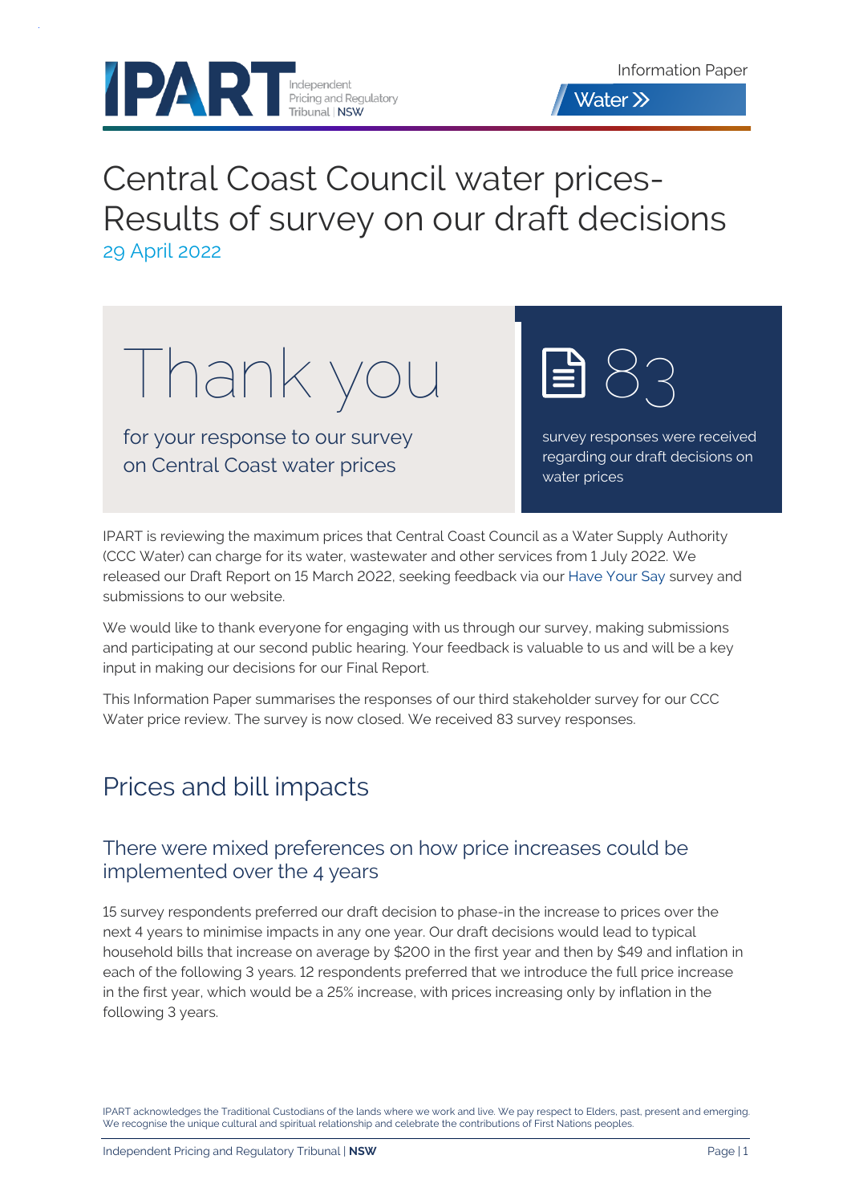Information Paper

Water

# Central Coast Council water prices-Results of survey on our draft decisions

29 April 2022

**Thank you**

for your response to our survey on Central Coast water prices

**83**

survey responses were received regarding our draft decisions on water prices

IPART is reviewing the maximum prices that Central Coast Council as a Water Supply Authority (CCC Water) can charge for its water, wastewater and other services from 1 July 2022. We released our Draft Report on 15 March 2022, seeking feedback via our Have Your Say survey and submissions to our website.

We would like to thank everyone for engaging with us through our survey, making submissions and participating at our second public hearing. Your feedback is valuable to us and will be a key input in making our decisions for our Final Report.

This Information Paper summarises the responses of our third stakeholder survey for our CCC Water price review. The survey is now closed. We received 83 survey responses.

## Prices and bill impacts

### There were mixed preferences on how price increases could be implemented over the 4 years

15 survey respondents preferred our draft decision to phase-in the increase to prices over the next 4 years to minimise impacts in any one year. Our draft decisions would lead to typical household bills that increase on average by $200 in the first year and then by $49 and inflation in each of the following 3 years. 12 respondents preferred that we introduce the full price increase in the first year, which would be a 25% increase, with prices increasing only by inflation in the following 3 years.

IPART acknowledges the Traditional Custodians of the lands where we work and live. We pay respect to Elders, past, present and emerging. We recognise the unique cultural and spiritual relationship and celebrate the contributions of First Nations peoples.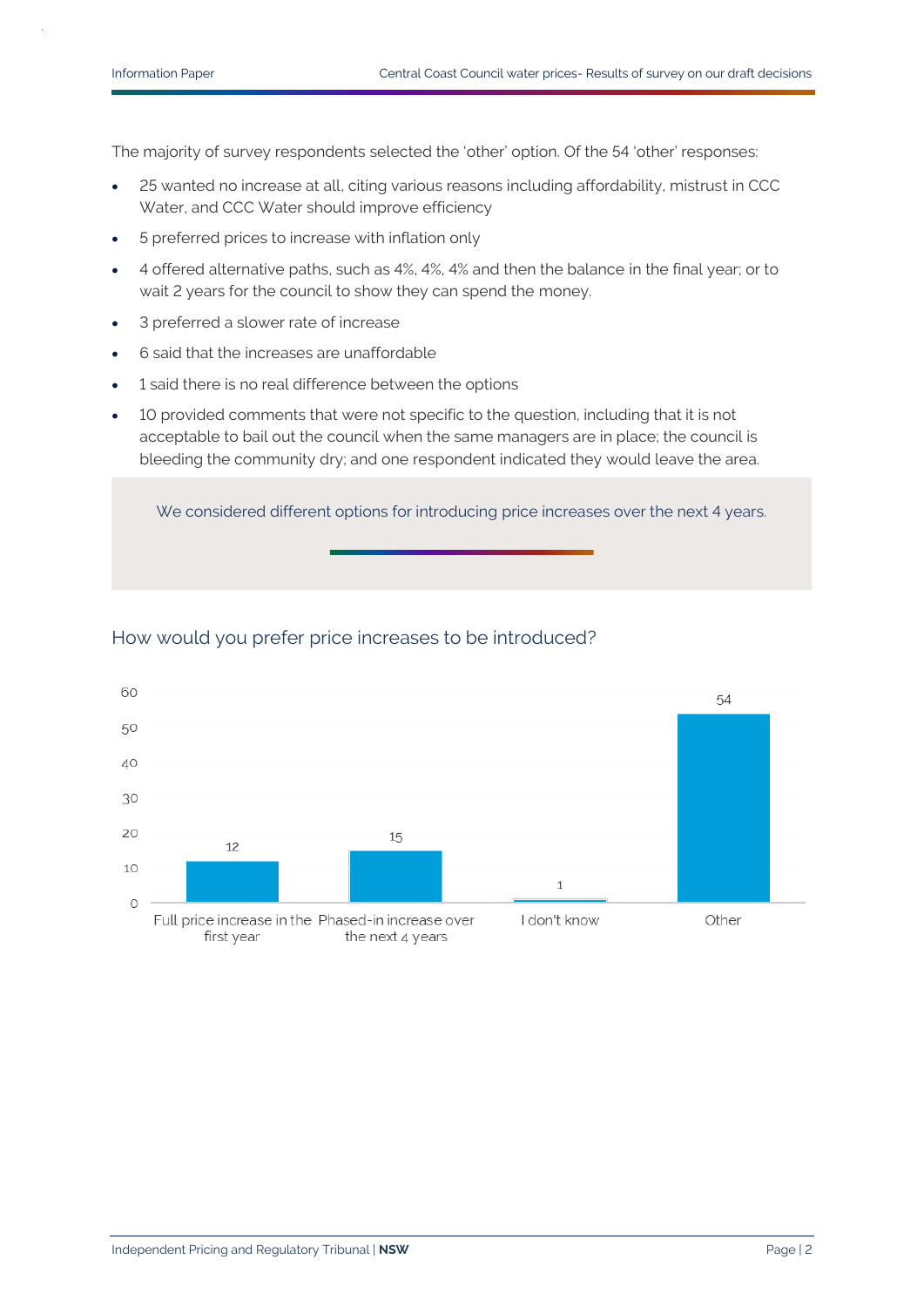The majority of survey respondents selected the 'other' option. Of the 54 'other' responses:

- 25 wanted no increase at all, citing various reasons including affordability, mistrust in CCC Water, and CCC Water should improve efficiency
- 5 preferred prices to increase with inflation only
- 4 offered alternative paths, such as 4%, 4%, 4% and then the balance in the final year; or to wait 2 years for the council to show they can spend the money.
- 3 preferred a slower rate of increase
- 6 said that the increases are unaffordable
- 1 said there is no real difference between the options
- 10 provided comments that were not specific to the question, including that it is not acceptable to bail out the council when the same managers are in place; the council is bleeding the community dry; and one respondent indicated they would leave the area.

We considered different options for introducing price increases over the next 4 years.

## How would you prefer price increases to be introduced?

| Option | Responses |
|---|---|
| Full price increase in the first year | 12 |
| Phased-in increase over the next 4 years | 15 |
| I don't know | 1 |
| Other | 54 |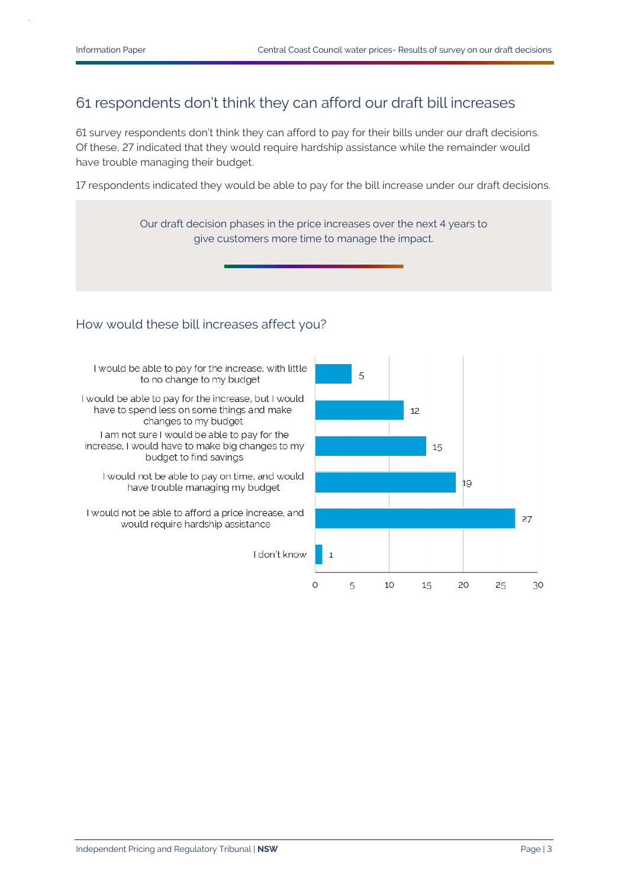## 61 respondents don't think they can afford our draft bill increases

61 survey respondents don't think they can afford to pay for their bills under our draft decisions. Of these, 27 indicated that they would require hardship assistance while the remainder would have trouble managing their budget.

17 respondents indicated they would be able to pay for the bill increase under our draft decisions.

> Our draft decision phases in the price increases over the next 4 years to give customers more time to manage the impact.

### How would these bill increases affect you?

| Response | Respondents |
|---|---|
| I would be able to pay for the increase, with little to no change to my budget | 5 |
| I would be able to pay for the increase, but I would have to spend less on some things and make changes to my budget | 12 |
| I am not sure I would be able to pay for the increase, I would have to make big changes to my budget to find savings | 15 |
| I would not be able to pay on time, and would have trouble managing my budget | 19 |
| I would not be able to afford a price increase, and would require hardship assistance | 27 |
| I don't know | 1 |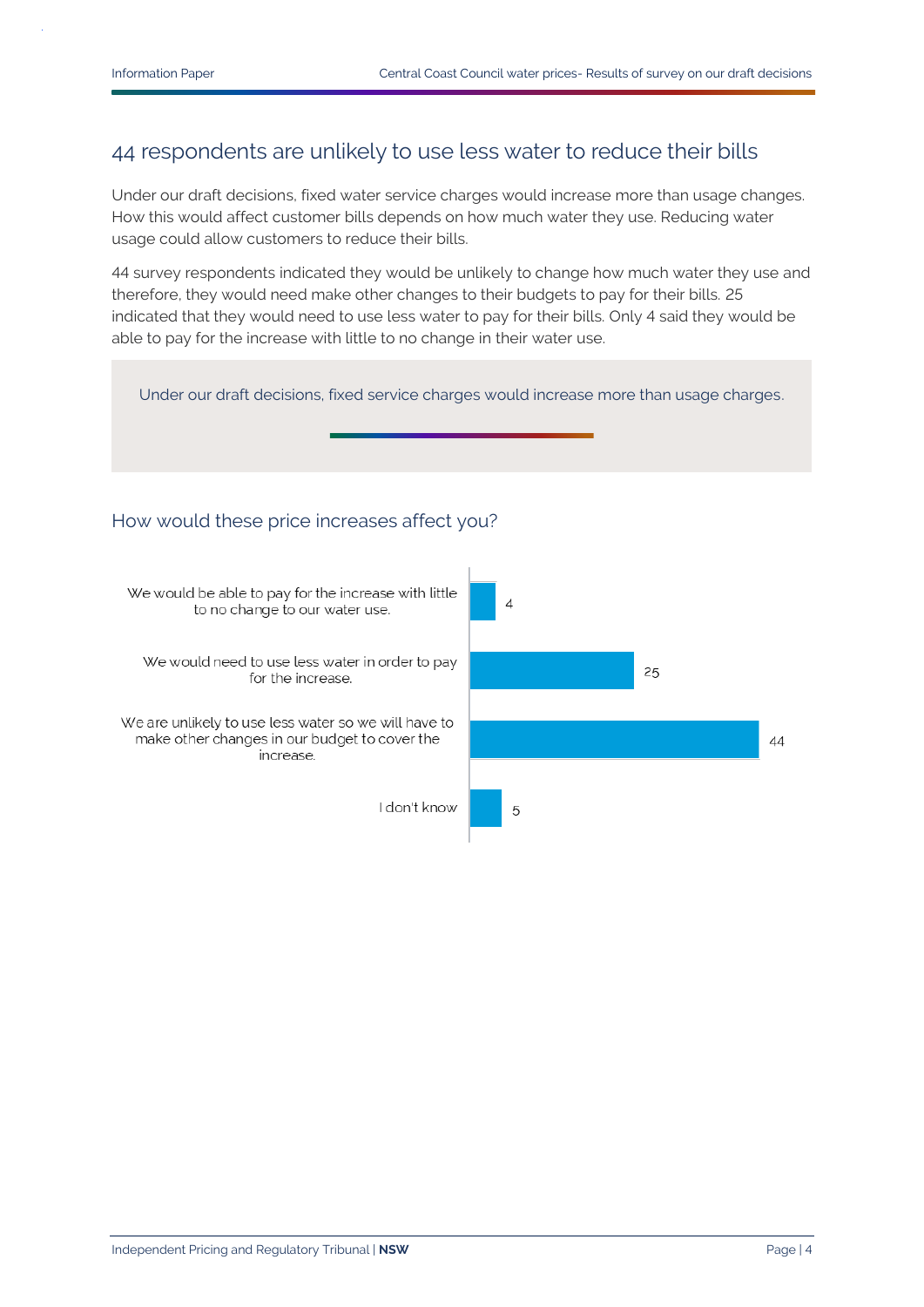## 44 respondents are unlikely to use less water to reduce their bills

Under our draft decisions, fixed water service charges would increase more than usage changes. How this would affect customer bills depends on how much water they use. Reducing water usage could allow customers to reduce their bills.

44 survey respondents indicated they would be unlikely to change how much water they use and therefore, they would need make other changes to their budgets to pay for their bills. 25 indicated that they would need to use less water to pay for their bills. Only 4 said they would be able to pay for the increase with little to no change in their water use.

> Under our draft decisions, fixed service charges would increase more than usage charges.

### How would these price increases affect you?

| Response | Number |
|---|---|
| We would be able to pay for the increase with little to no change to our water use. | 4 |
| We would need to use less water in order to pay for the increase. | 25 |
| We are unlikely to use less water so we will have to make other changes in our budget to cover the increase. | 44 |
| I don't know | 5 |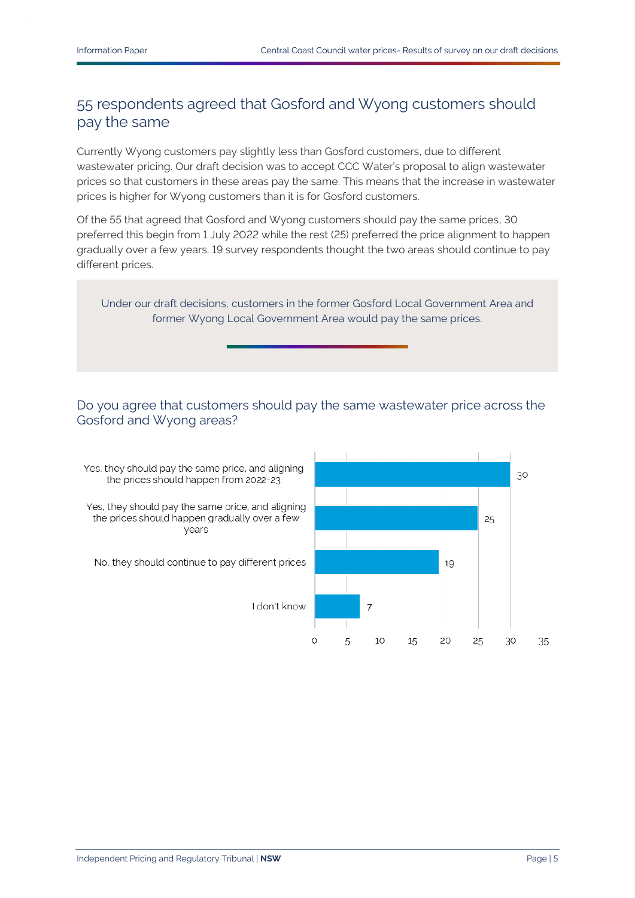## 55 respondents agreed that Gosford and Wyong customers should pay the same

Currently Wyong customers pay slightly less than Gosford customers, due to different wastewater pricing. Our draft decision was to accept CCC Water's proposal to align wastewater prices so that customers in these areas pay the same. This means that the increase in wastewater prices is higher for Wyong customers than it is for Gosford customers.

Of the 55 that agreed that Gosford and Wyong customers should pay the same prices, 30 preferred this begin from 1 July 2022 while the rest (25) preferred the price alignment to happen gradually over a few years. 19 survey respondents thought the two areas should continue to pay different prices.

> Under our draft decisions, customers in the former Gosford Local Government Area and former Wyong Local Government Area would pay the same prices.

### Do you agree that customers should pay the same wastewater price across the Gosford and Wyong areas?

| Response | Number of respondents |
|---|---|
| Yes, they should pay the same price, and aligning the prices should happen from 2022-23 | 30 |
| Yes, they should pay the same price, and aligning the prices should happen gradually over a few years | 25 |
| No. they should continue to pay different prices | 19 |
| I don't know | 7 |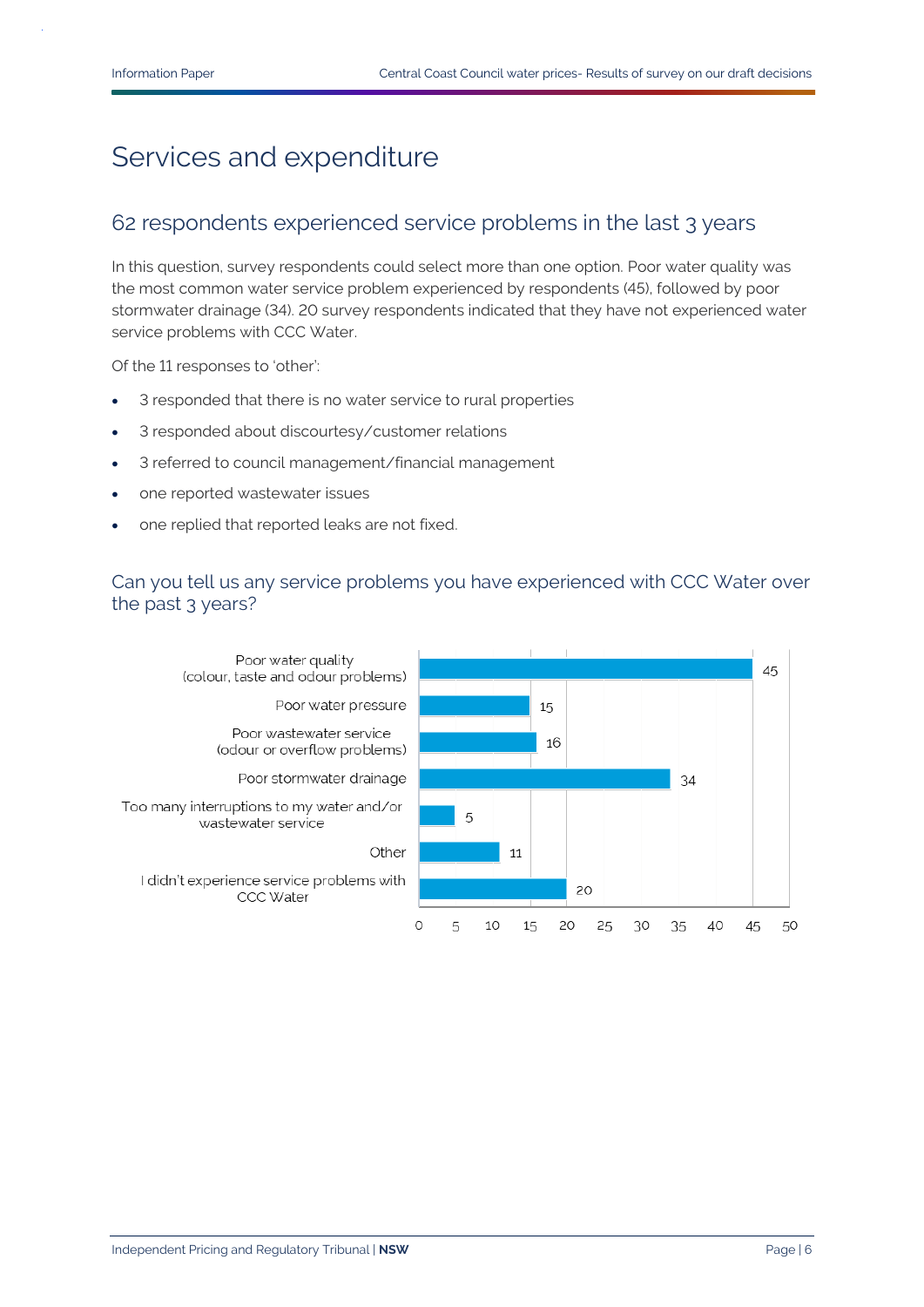# Services and expenditure

## 62 respondents experienced service problems in the last 3 years

In this question, survey respondents could select more than one option. Poor water quality was the most common water service problem experienced by respondents (45), followed by poor stormwater drainage (34). 20 survey respondents indicated that they have not experienced water service problems with CCC Water.

Of the 11 responses to 'other':

- 3 responded that there is no water service to rural properties
- 3 responded about discourtesy/customer relations
- 3 referred to council management/financial management
- one reported wastewater issues
- one replied that reported leaks are not fixed.

### Can you tell us any service problems you have experienced with CCC Water over the past 3 years?

| Service problem | Respondents |
| --- | --- |
| Poor water quality (colour, taste and odour problems) | 45 |
| Poor water pressure | 15 |
| Poor wastewater service (odour or overflow problems) | 16 |
| Poor stormwater drainage | 34 |
| Too many interruptions to my water and/or wastewater service | 5 |
| Other | 11 |
| I didn't experience service problems with CCC Water | 20 |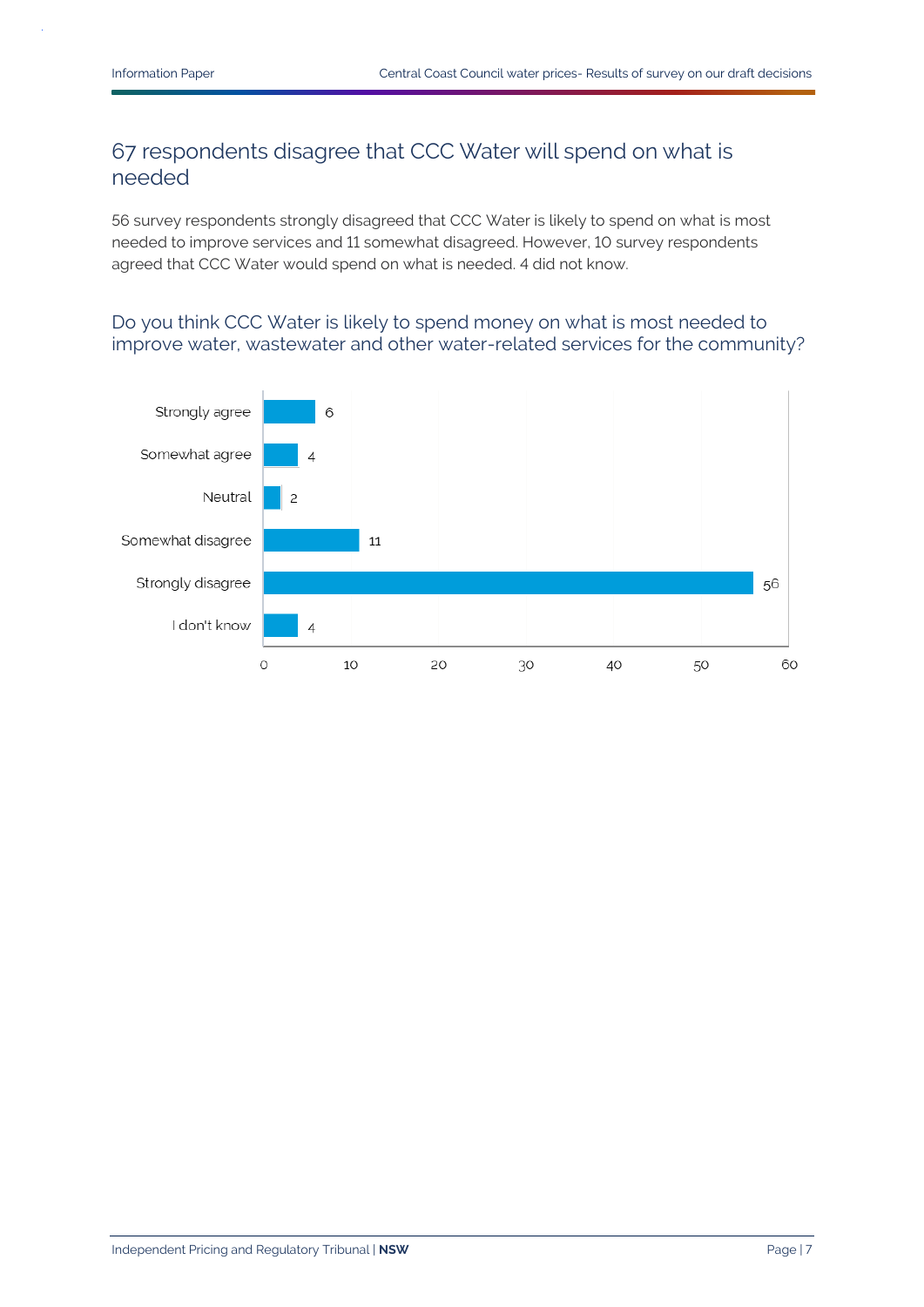## 67 respondents disagree that CCC Water will spend on what is needed

56 survey respondents strongly disagreed that CCC Water is likely to spend on what is most needed to improve services and 11 somewhat disagreed. However, 10 survey respondents agreed that CCC Water would spend on what is needed. 4 did not know.

### Do you think CCC Water is likely to spend money on what is most needed to improve water, wastewater and other water-related services for the community?

| Response | Count |
|---|---|
| Strongly agree | 6 |
| Somewhat agree | 4 |
| Neutral | 2 |
| Somewhat disagree | 11 |
| Strongly disagree | 56 |
| I don't know | 4 |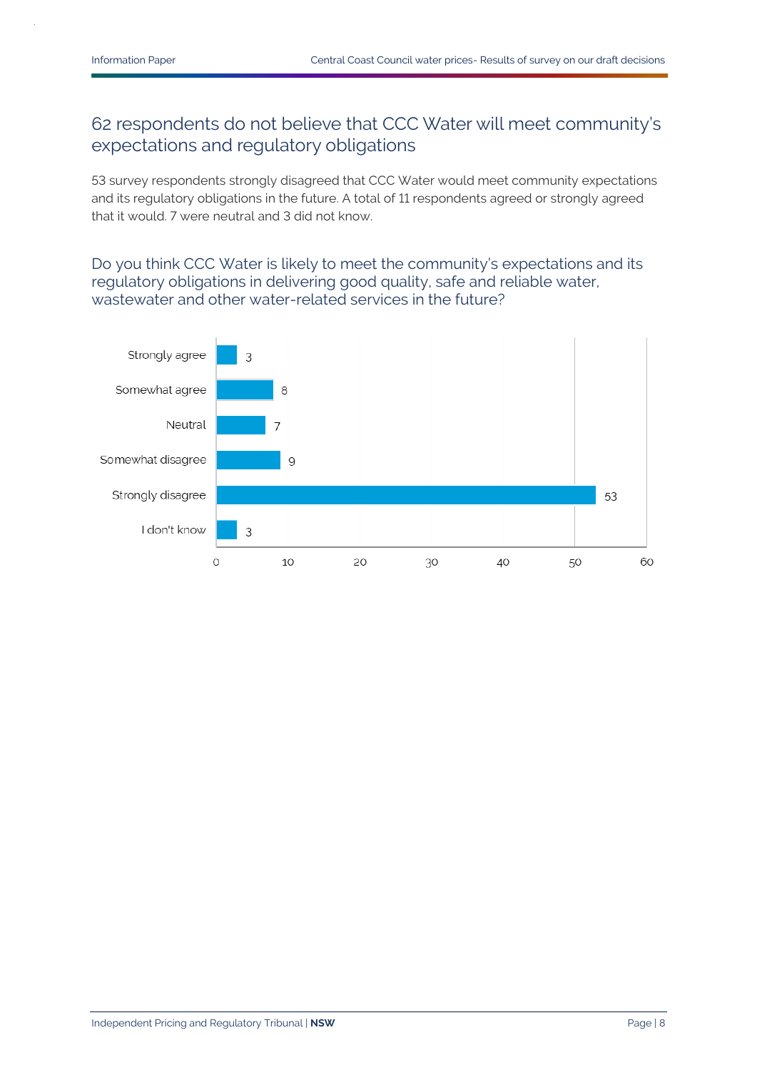## 62 respondents do not believe that CCC Water will meet community's expectations and regulatory obligations

53 survey respondents strongly disagreed that CCC Water would meet community expectations and its regulatory obligations in the future. A total of 11 respondents agreed or strongly agreed that it would. 7 were neutral and 3 did not know.

### Do you think CCC Water is likely to meet the community's expectations and its regulatory obligations in delivering good quality, safe and reliable water, wastewater and other water-related services in the future?

| Response | Count |
|---|---|
| Strongly agree | 3 |
| Somewhat agree | 8 |
| Neutral | 7 |
| Somewhat disagree | 9 |
| Strongly disagree | 53 |
| I don't know | 3 |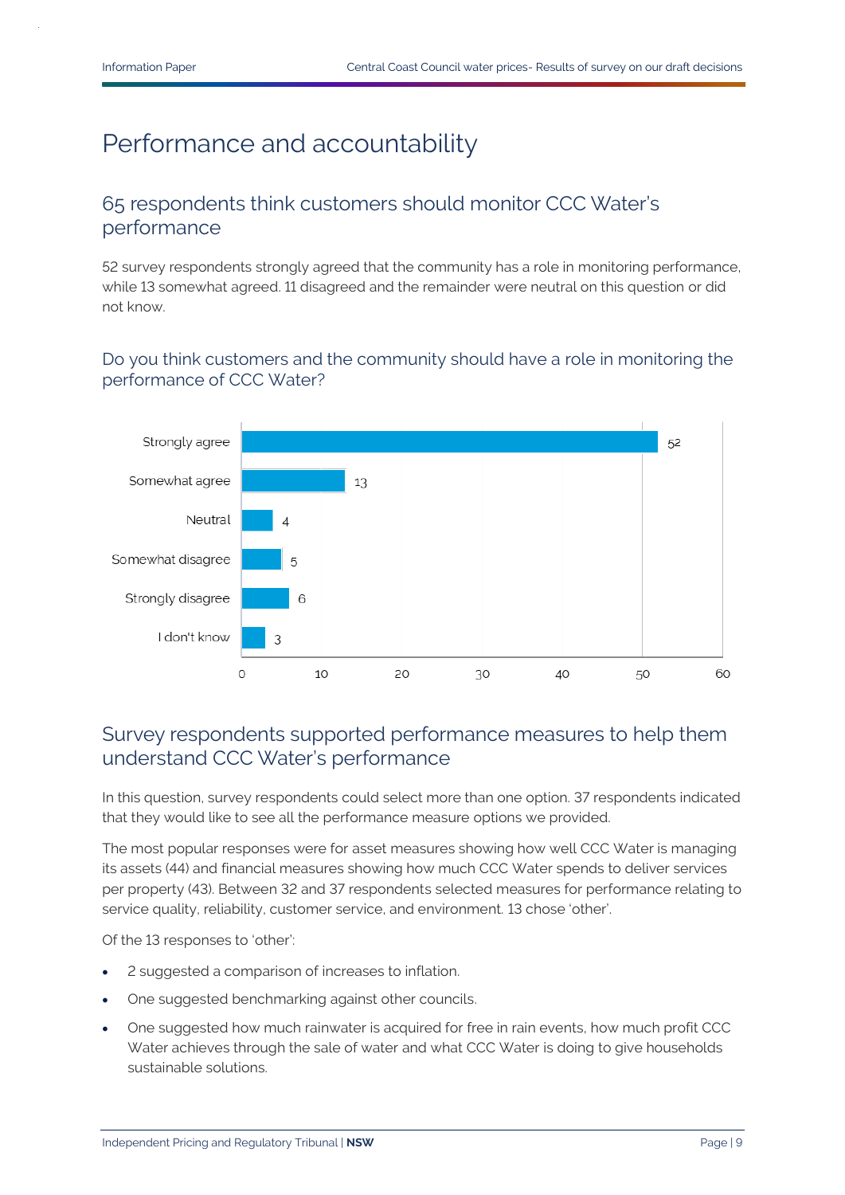# Performance and accountability

## 65 respondents think customers should monitor CCC Water's performance

52 survey respondents strongly agreed that the community has a role in monitoring performance, while 13 somewhat agreed. 11 disagreed and the remainder were neutral on this question or did not know.

### Do you think customers and the community should have a role in monitoring the performance of CCC Water?

| Response | Count |
|---|---|
| Strongly agree | 52 |
| Somewhat agree | 13 |
| Neutral | 4 |
| Somewhat disagree | 5 |
| Strongly disagree | 6 |
| I don't know | 3 |

## Survey respondents supported performance measures to help them understand CCC Water's performance

In this question, survey respondents could select more than one option. 37 respondents indicated that they would like to see all the performance measure options we provided.

The most popular responses were for asset measures showing how well CCC Water is managing its assets (44) and financial measures showing how much CCC Water spends to deliver services per property (43). Between 32 and 37 respondents selected measures for performance relating to service quality, reliability, customer service, and environment. 13 chose 'other'.

Of the 13 responses to 'other':

- 2 suggested a comparison of increases to inflation.
- One suggested benchmarking against other councils.
- One suggested how much rainwater is acquired for free in rain events, how much profit CCC Water achieves through the sale of water and what CCC Water is doing to give households sustainable solutions.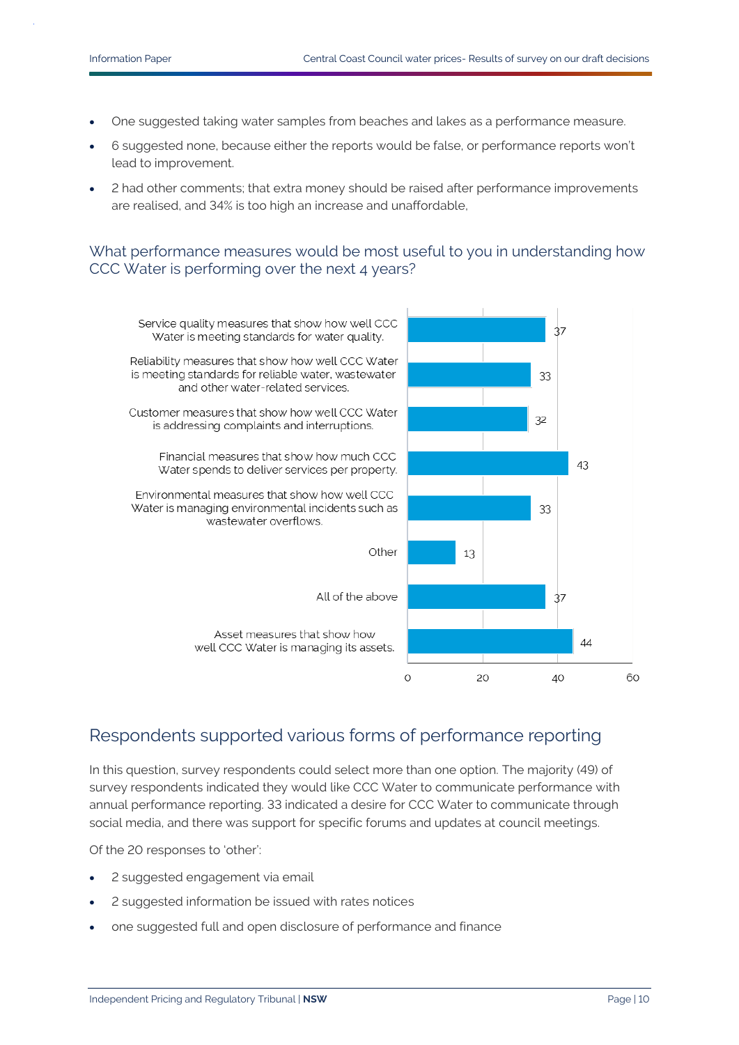- One suggested taking water samples from beaches and lakes as a performance measure.
- 6 suggested none, because either the reports would be false, or performance reports won't lead to improvement.
- 2 had other comments; that extra money should be raised after performance improvements are realised, and 34% is too high an increase and unaffordable,

### What performance measures would be most useful to you in understanding how CCC Water is performing over the next 4 years?

| Performance measure | Responses |
|---|---|
| Service quality measures that show how well CCC Water is meeting standards for water quality. | 37 |
| Reliability measures that show how well CCC Water is meeting standards for reliable water, wastewater and other water-related services. | 33 |
| Customer measures that show how well CCC Water is addressing complaints and interruptions. | 32 |
| Financial measures that show how much CCC Water spends to deliver services per property. | 43 |
| Environmental measures that show how well CCC Water is managing environmental incidents such as wastewater overflows. | 33 |
| Other | 13 |
| All of the above | 37 |
| Asset measures that show how well CCC Water is managing its assets. | 44 |

## Respondents supported various forms of performance reporting

In this question, survey respondents could select more than one option. The majority (49) of survey respondents indicated they would like CCC Water to communicate performance with annual performance reporting. 33 indicated a desire for CCC Water to communicate through social media, and there was support for specific forums and updates at council meetings.

Of the 20 responses to 'other':

- 2 suggested engagement via email
- 2 suggested information be issued with rates notices
- one suggested full and open disclosure of performance and finance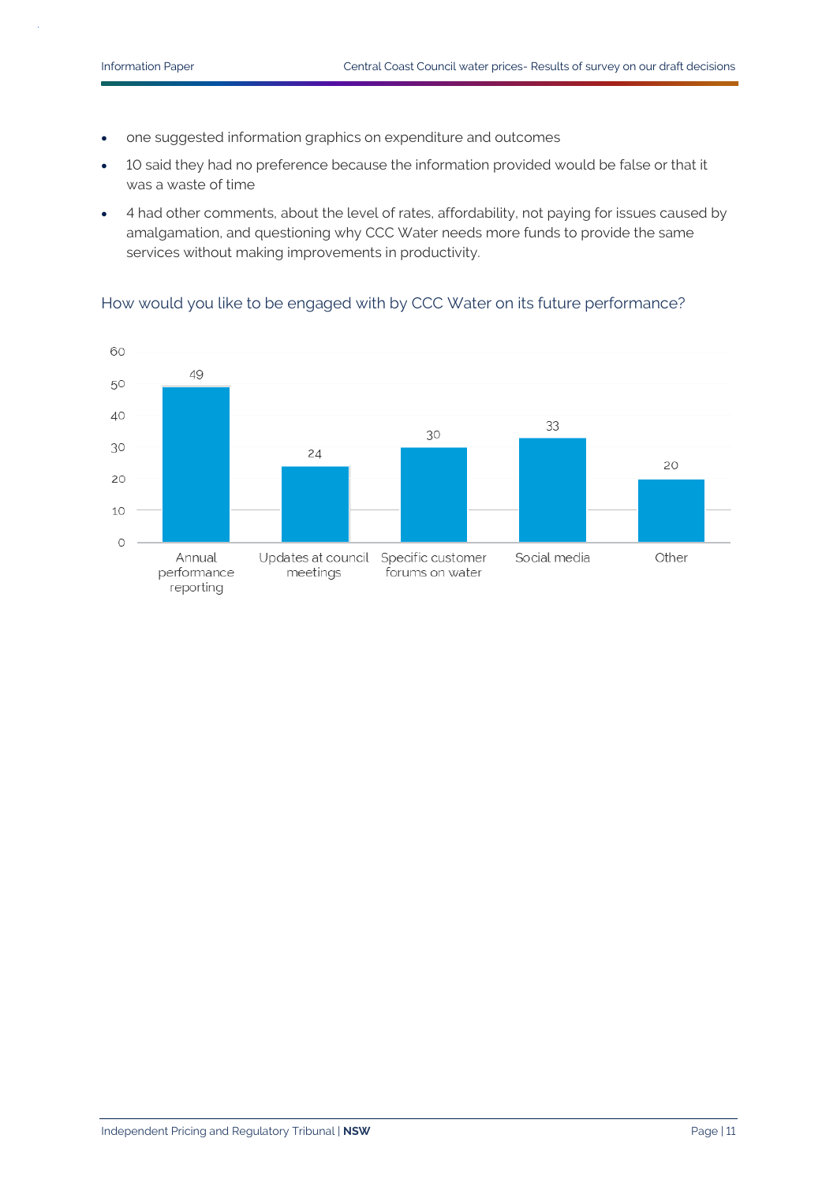- one suggested information graphics on expenditure and outcomes
- 10 said they had no preference because the information provided would be false or that it was a waste of time
- 4 had other comments, about the level of rates, affordability, not paying for issues caused by amalgamation, and questioning why CCC Water needs more funds to provide the same services without making improvements in productivity.

### How would you like to be engaged with by CCC Water on its future performance?

| Option | Responses |
| --- | --- |
| Annual performance reporting | 49 |
| Updates at council meetings | 24 |
| Specific customer forums on water | 30 |
| Social media | 33 |
| Other | 20 |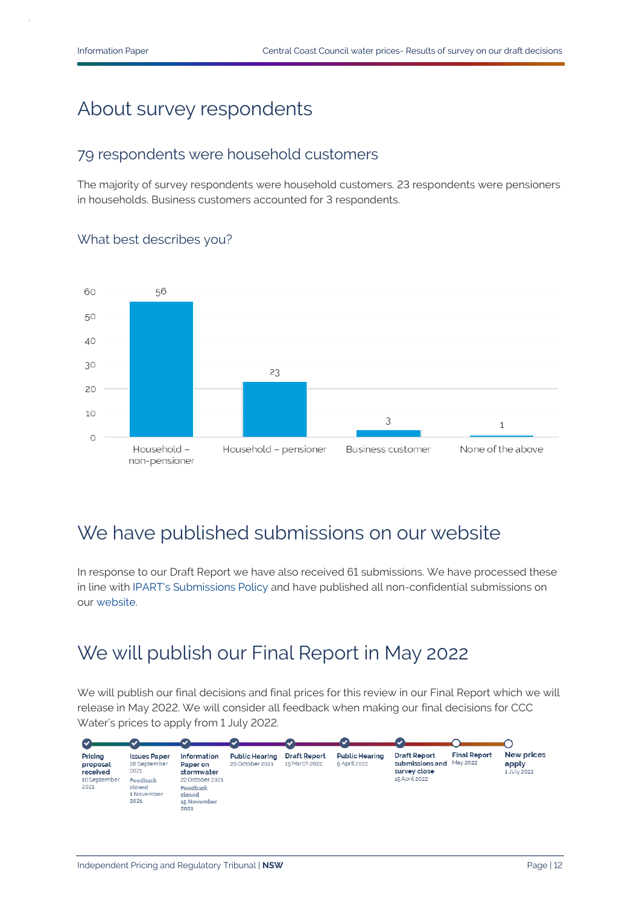# About survey respondents

## 79 respondents were household customers

The majority of survey respondents were household customers. 23 respondents were pensioners in households. Business customers accounted for 3 respondents.

### What best describes you?

60
50
40
30
20
10
0

56
23
3
1

Household – non-pensioner
Household – pensioner
Business customer
None of the above

# We have published submissions on our website

In response to our Draft Report we have also received 61 submissions. We have processed these in line with IPART's Submissions Policy and have published all non-confidential submissions on our website.

# We will publish our Final Report in May 2022

We will publish our final decisions and final prices for this review in our Final Report which we will release in May 2022. We will consider all feedback when making our final decisions for CCC Water's prices to apply from 1 July 2022.

**Pricing proposal received** 10 September 2021

**Issues Paper** 28 September 2021
**Feedback closed** 1 November 2021

**Information Paper on stormwater** 22 October 2021
**Feedback closed** 15 November 2021

**Public Hearing** 26 October 2021

**Draft Report** 15 March 2022

**Public Hearing** 5 April 2022

**Draft Report submissions and survey close** 15 April 2022

**Final Report** May 2022

**New prices apply** 1 July 2022